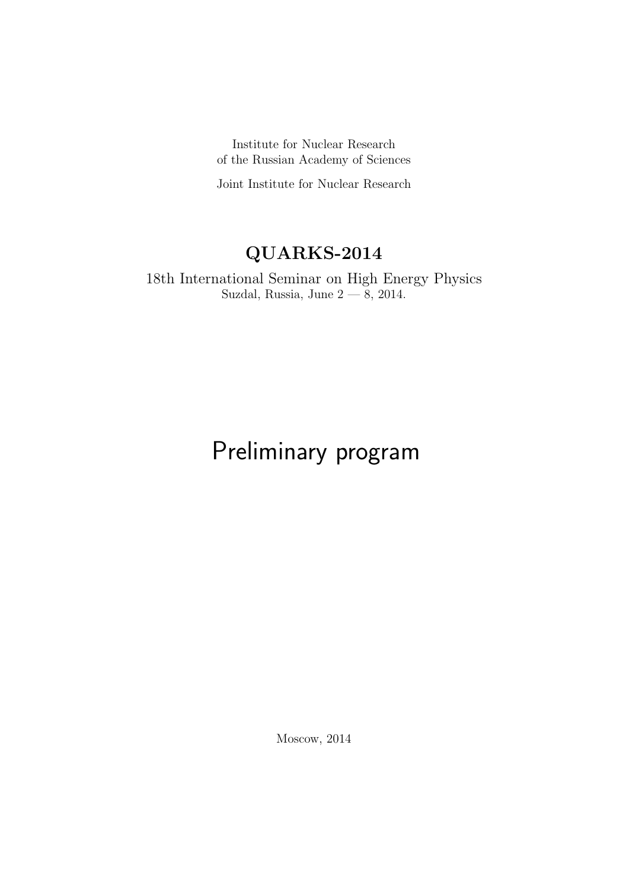Institute for Nuclear Research
of the Russian Academy of Sciences

Joint Institute for Nuclear Research

# QUARKS-2014

18th International Seminar on High Energy Physics
Suzdal, Russia, June 2 — 8, 2014.

# Preliminary program

Moscow, 2014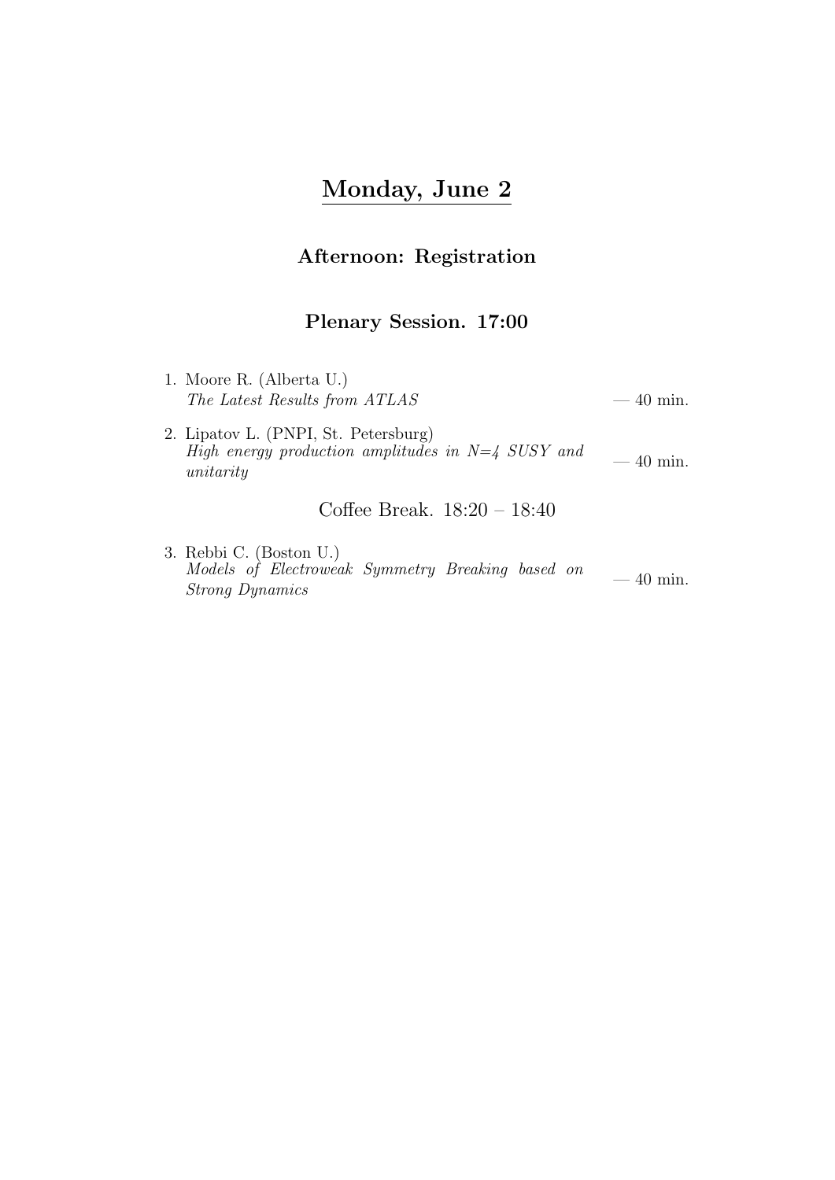# Monday, June 2

### Afternoon: Registration

### Plenary Session. 17:00

1. Moore R. (Alberta U.)
   *The Latest Results from ATLAS* — 40 min.

2. Lipatov L. (PNPI, St. Petersburg)
   *High energy production amplitudes in N=4 SUSY and unitarity* — 40 min.

Coffee Break. 18:20 – 18:40

3. Rebbi C. (Boston U.)
   *Models of Electroweak Symmetry Breaking based on Strong Dynamics* — 40 min.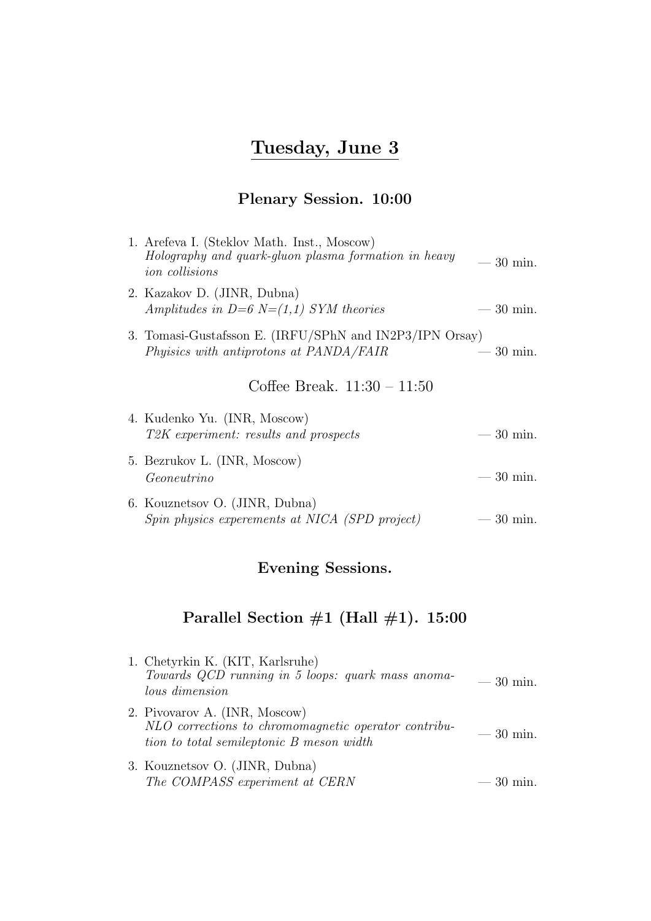# Tuesday, June 3

## Plenary Session. 10:00

1. Arefeva I. (Steklov Math. Inst., Moscow)
   *Holography and quark-gluon plasma formation in heavy ion collisions* — 30 min.
2. Kazakov D. (JINR, Dubna)
   *Amplitudes in D=6 N=(1,1) SYM theories* — 30 min.
3. Tomasi-Gustafsson E. (IRFU/SPhN and IN2P3/IPN Orsay)
   *Phyisics with antiprotons at PANDA/FAIR* — 30 min.

Coffee Break. 11:30 – 11:50

4. Kudenko Yu. (INR, Moscow)
   *T2K experiment: results and prospects* — 30 min.
5. Bezrukov L. (INR, Moscow)
   *Geoneutrino* — 30 min.
6. Kouznetsov O. (JINR, Dubna)
   *Spin physics experements at NICA (SPD project)* — 30 min.

## Evening Sessions.

## Parallel Section #1 (Hall #1). 15:00

1. Chetyrkin K. (KIT, Karlsruhe)
   *Towards QCD running in 5 loops: quark mass anomalous dimension* — 30 min.
2. Pivovarov A. (INR, Moscow)
   *NLO corrections to chromomagnetic operator contribution to total semileptonic B meson width* — 30 min.
3. Kouznetsov O. (JINR, Dubna)
   *The COMPASS experiment at CERN* — 30 min.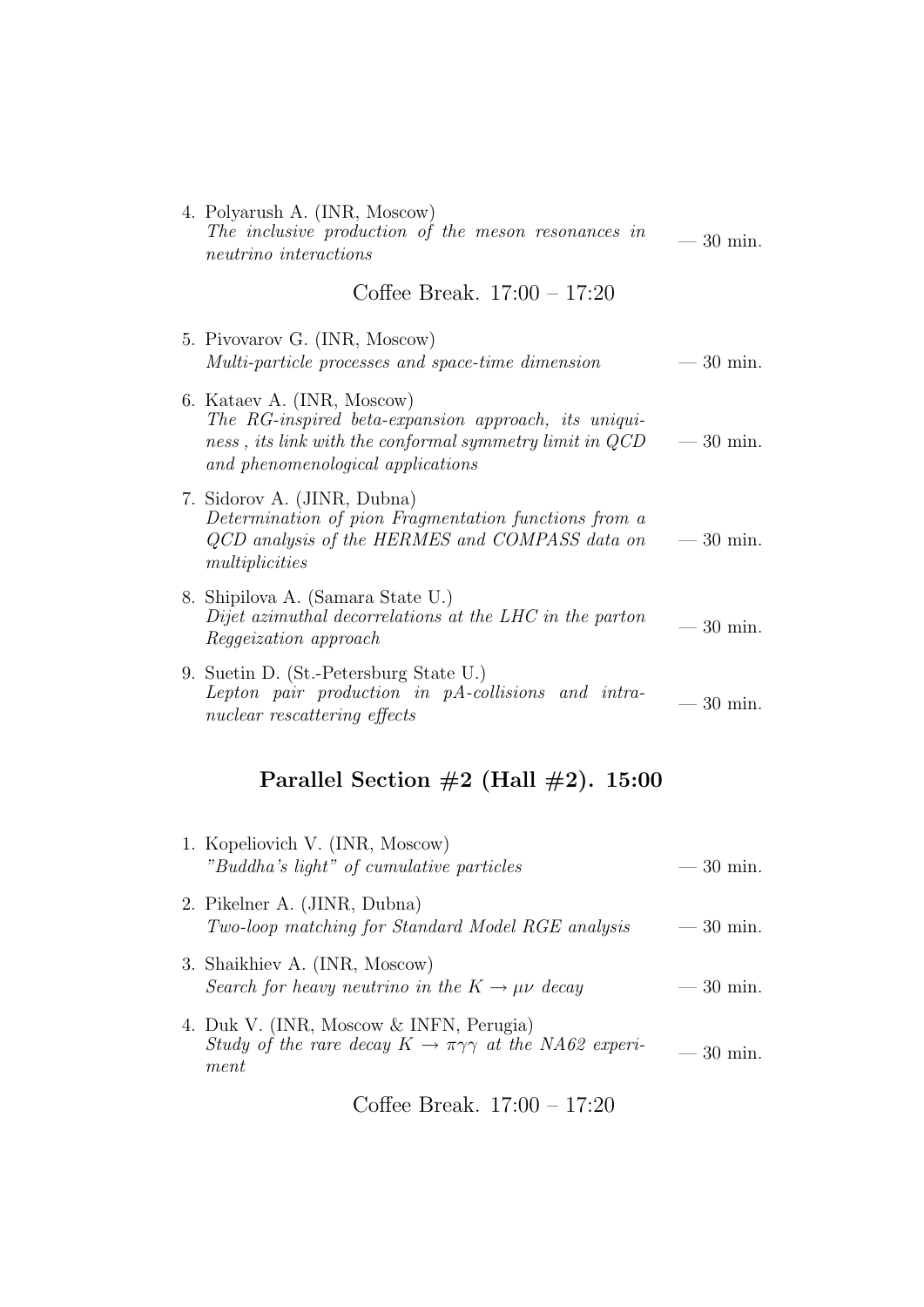4. Polyarush A. (INR, Moscow)
   *The inclusive production of the meson resonances in neutrino interactions* — 30 min.

Coffee Break. 17:00 – 17:20

5. Pivovarov G. (INR, Moscow)
   *Multi-particle processes and space-time dimension* — 30 min.
6. Kataev A. (INR, Moscow)
   *The RG-inspired beta-expansion approach, its uniquiness , its link with the conformal symmetry limit in QCD and phenomenological applications* — 30 min.
7. Sidorov A. (JINR, Dubna)
   *Determination of pion Fragmentation functions from a QCD analysis of the HERMES and COMPASS data on multiplicities* — 30 min.
8. Shipilova A. (Samara State U.)
   *Dijet azimuthal decorrelations at the LHC in the parton Reggeization approach* — 30 min.
9. Suetin D. (St.-Petersburg State U.)
   *Lepton pair production in pA-collisions and intranuclear rescattering effects* — 30 min.

## Parallel Section #2 (Hall #2). 15:00

1. Kopeliovich V. (INR, Moscow)
   *"Buddha's light" of cumulative particles* — 30 min.
2. Pikelner A. (JINR, Dubna)
   *Two-loop matching for Standard Model RGE analysis* — 30 min.
3. Shaikhiev A. (INR, Moscow)
   *Search for heavy neutrino in the* $K \to \mu\nu$ *decay* — 30 min.
4. Duk V. (INR, Moscow & INFN, Perugia)
   *Study of the rare decay* $K \to \pi\gamma\gamma$ *at the NA62 experiment* — 30 min.

Coffee Break. 17:00 – 17:20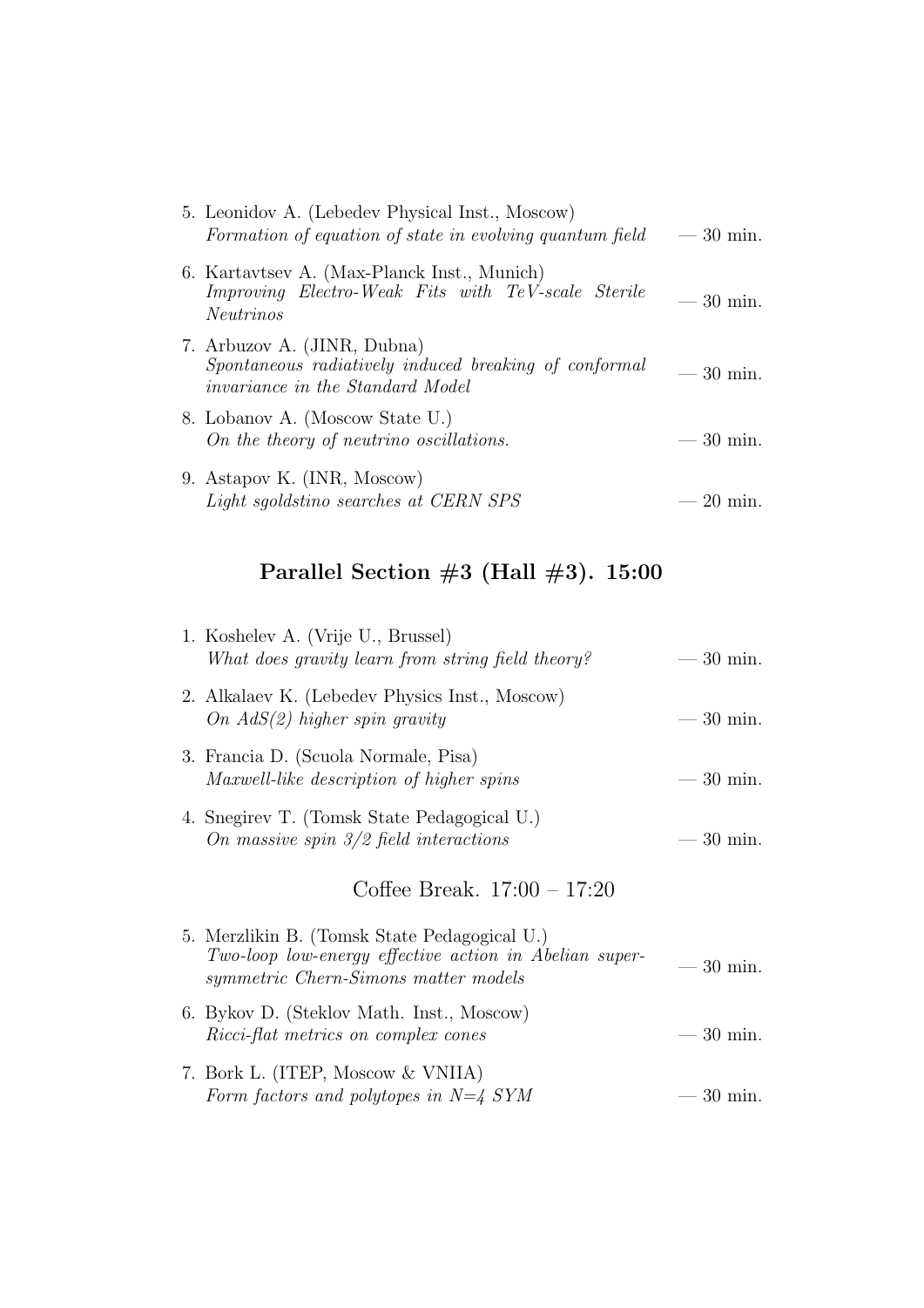5. Leonidov A. (Lebedev Physical Inst., Moscow)
   *Formation of equation of state in evolving quantum field* — 30 min.

6. Kartavtsev A. (Max-Planck Inst., Munich)
   *Improving Electro-Weak Fits with TeV-scale Sterile Neutrinos* — 30 min.

7. Arbuzov A. (JINR, Dubna)
   *Spontaneous radiatively induced breaking of conformal invariance in the Standard Model* — 30 min.

8. Lobanov A. (Moscow State U.)
   *On the theory of neutrino oscillations.* — 30 min.

9. Astapov K. (INR, Moscow)
   *Light sgoldstino searches at CERN SPS* — 20 min.

## Parallel Section #3 (Hall #3). 15:00

1. Koshelev A. (Vrije U., Brussel)
   *What does gravity learn from string field theory?* — 30 min.

2. Alkalaev K. (Lebedev Physics Inst., Moscow)
   *On AdS(2) higher spin gravity* — 30 min.

3. Francia D. (Scuola Normale, Pisa)
   *Maxwell-like description of higher spins* — 30 min.

4. Snegirev T. (Tomsk State Pedagogical U.)
   *On massive spin 3/2 field interactions* — 30 min.

Coffee Break. 17:00 – 17:20

5. Merzlikin B. (Tomsk State Pedagogical U.)
   *Two-loop low-energy effective action in Abelian supersymmetric Chern-Simons matter models* — 30 min.

6. Bykov D. (Steklov Math. Inst., Moscow)
   *Ricci-flat metrics on complex cones* — 30 min.

7. Bork L. (ITEP, Moscow & VNIIA)
   *Form factors and polytopes in N=4 SYM* — 30 min.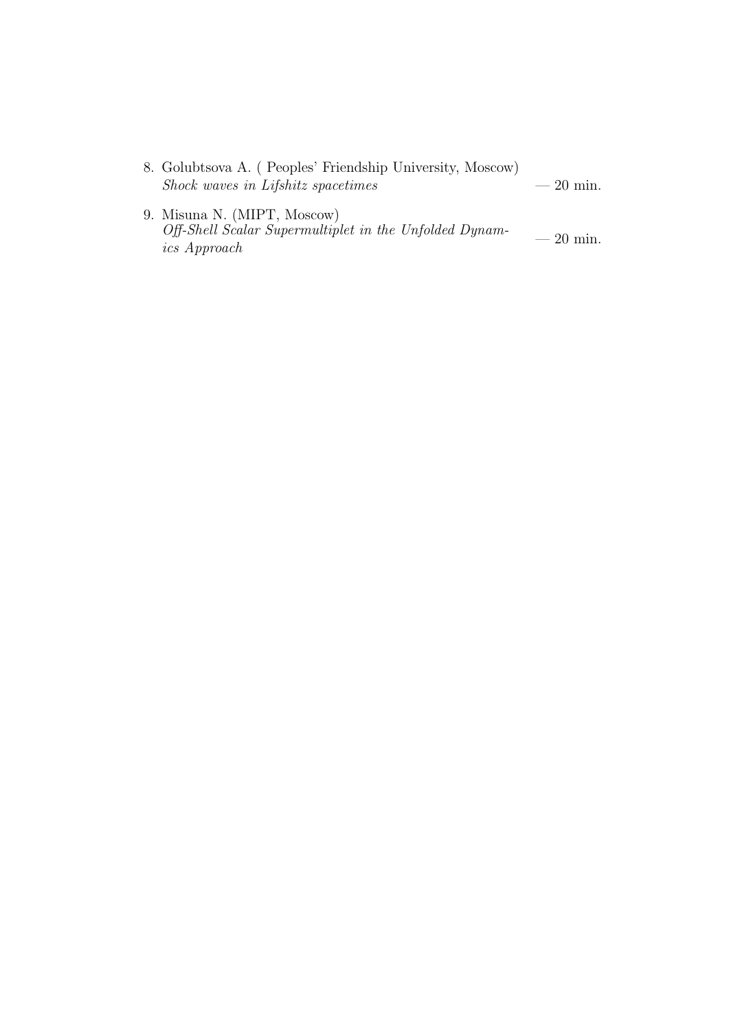8. Golubtsova A. ( Peoples' Friendship University, Moscow)
   *Shock waves in Lifshitz spacetimes* — 20 min.

9. Misuna N. (MIPT, Moscow)
   *Off-Shell Scalar Supermultiplet in the Unfolded Dynamics Approach* — 20 min.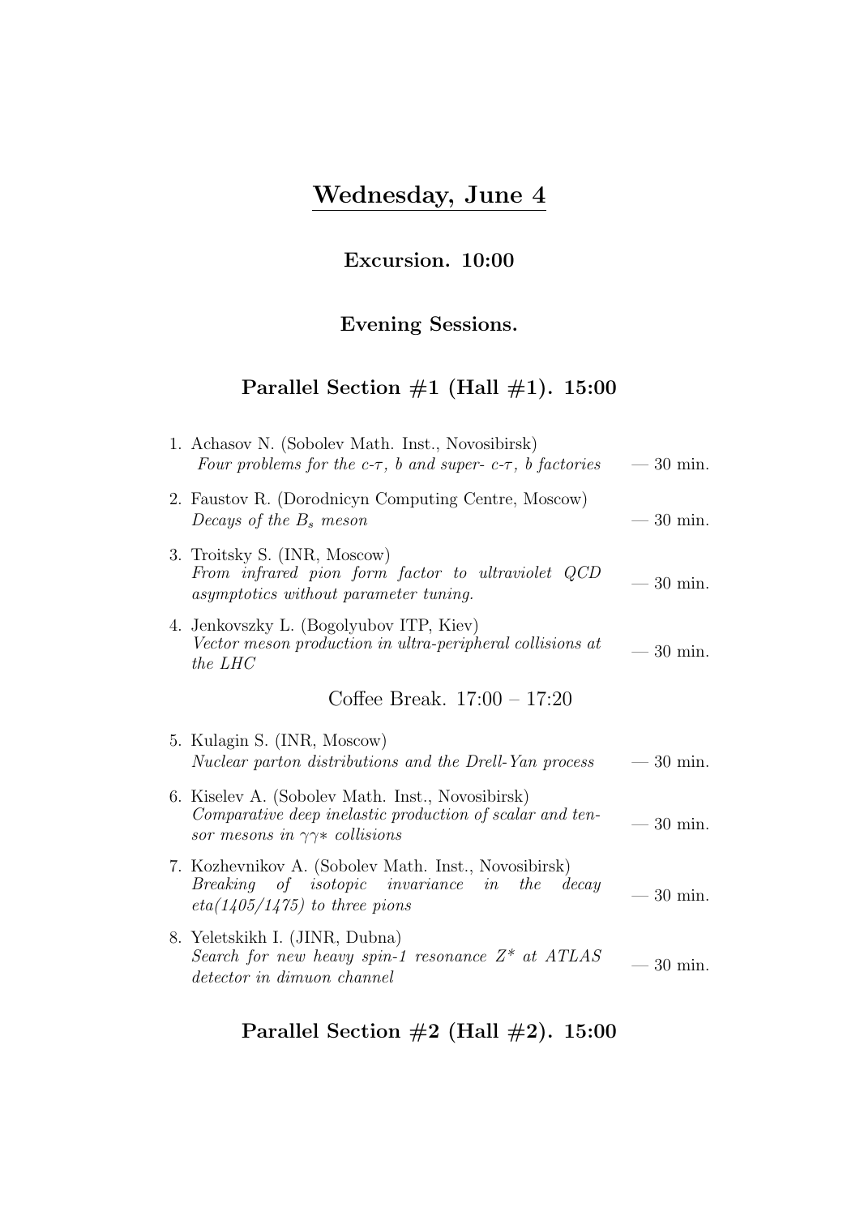# Wednesday, June 4

### Excursion. 10:00

### Evening Sessions.

### Parallel Section #1 (Hall #1). 15:00

1. Achasov N. (Sobolev Math. Inst., Novosibirsk)
   *Four problems for the c-$\tau$, b and super- c-$\tau$, b factories* — 30 min.

2. Faustov R. (Dorodnicyn Computing Centre, Moscow)
   *Decays of the $B_s$ meson* — 30 min.

3. Troitsky S. (INR, Moscow)
   *From infrared pion form factor to ultraviolet QCD asymptotics without parameter tuning.* — 30 min.

4. Jenkovszky L. (Bogolyubov ITP, Kiev)
   *Vector meson production in ultra-peripheral collisions at the LHC* — 30 min.

Coffee Break. 17:00 – 17:20

5. Kulagin S. (INR, Moscow)
   *Nuclear parton distributions and the Drell-Yan process* — 30 min.

6. Kiselev A. (Sobolev Math. Inst., Novosibirsk)
   *Comparative deep inelastic production of scalar and tensor mesons in $\gamma\gamma*$ collisions* — 30 min.

7. Kozhevnikov A. (Sobolev Math. Inst., Novosibirsk)
   *Breaking of isotopic invariance in the decay eta(1405/1475) to three pions* — 30 min.

8. Yeletskikh I. (JINR, Dubna)
   *Search for new heavy spin-1 resonance Z\* at ATLAS detector in dimuon channel* — 30 min.

### Parallel Section #2 (Hall #2). 15:00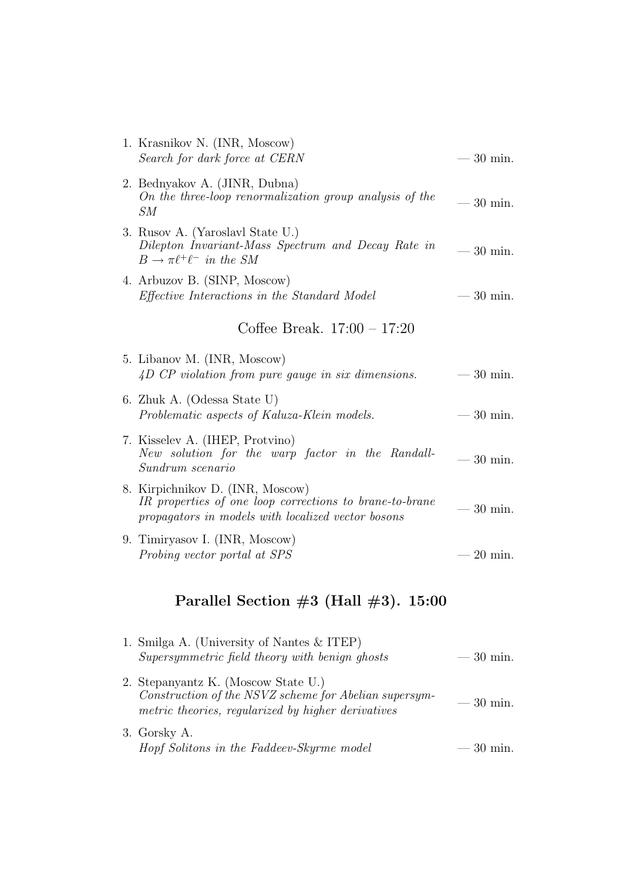1. Krasnikov N. (INR, Moscow)
   *Search for dark force at CERN* — 30 min.

2. Bednyakov A. (JINR, Dubna)
   *On the three-loop renormalization group analysis of the SM* — 30 min.

3. Rusov A. (Yaroslavl State U.)
   *Dilepton Invariant-Mass Spectrum and Decay Rate in $B \to \pi \ell^+ \ell^-$ in the SM* — 30 min.

4. Arbuzov B. (SINP, Moscow)
   *Effective Interactions in the Standard Model* — 30 min.

Coffee Break. 17:00 – 17:20

5. Libanov M. (INR, Moscow)
   *4D CP violation from pure gauge in six dimensions.* — 30 min.

6. Zhuk A. (Odessa State U)
   *Problematic aspects of Kaluza-Klein models.* — 30 min.

7. Kisselev A. (IHEP, Protvino)
   *New solution for the warp factor in the Randall-Sundrum scenario* — 30 min.

8. Kirpichnikov D. (INR, Moscow)
   *IR properties of one loop corrections to brane-to-brane propagators in models with localized vector bosons* — 30 min.

9. Timiryasov I. (INR, Moscow)
   *Probing vector portal at SPS* — 20 min.

## Parallel Section #3 (Hall #3). 15:00

1. Smilga A. (University of Nantes & ITEP)
   *Supersymmetric field theory with benign ghosts* — 30 min.

2. Stepanyantz K. (Moscow State U.)
   *Construction of the NSVZ scheme for Abelian supersymmetric theories, regularized by higher derivatives* — 30 min.

3. Gorsky A.
   *Hopf Solitons in the Faddeev-Skyrme model* — 30 min.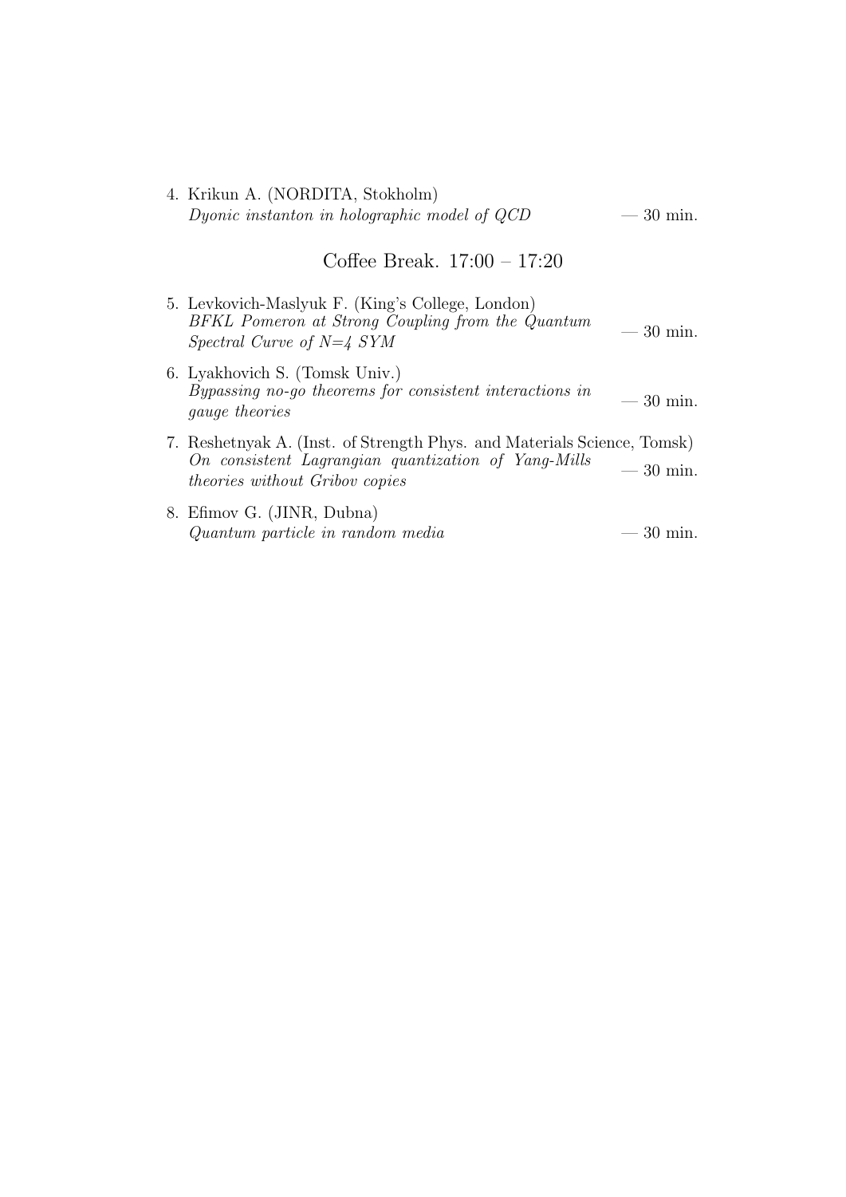4. Krikun A. (NORDITA, Stokholm)
   *Dyonic instanton in holographic model of QCD* — 30 min.

Coffee Break. 17:00 – 17:20

5. Levkovich-Maslyuk F. (King's College, London)
   *BFKL Pomeron at Strong Coupling from the Quantum Spectral Curve of N=4 SYM* — 30 min.

6. Lyakhovich S. (Tomsk Univ.)
   *Bypassing no-go theorems for consistent interactions in gauge theories* — 30 min.

7. Reshetnyak A. (Inst. of Strength Phys. and Materials Science, Tomsk)
   *On consistent Lagrangian quantization of Yang-Mills theories without Gribov copies* — 30 min.

8. Efimov G. (JINR, Dubna)
   *Quantum particle in random media* — 30 min.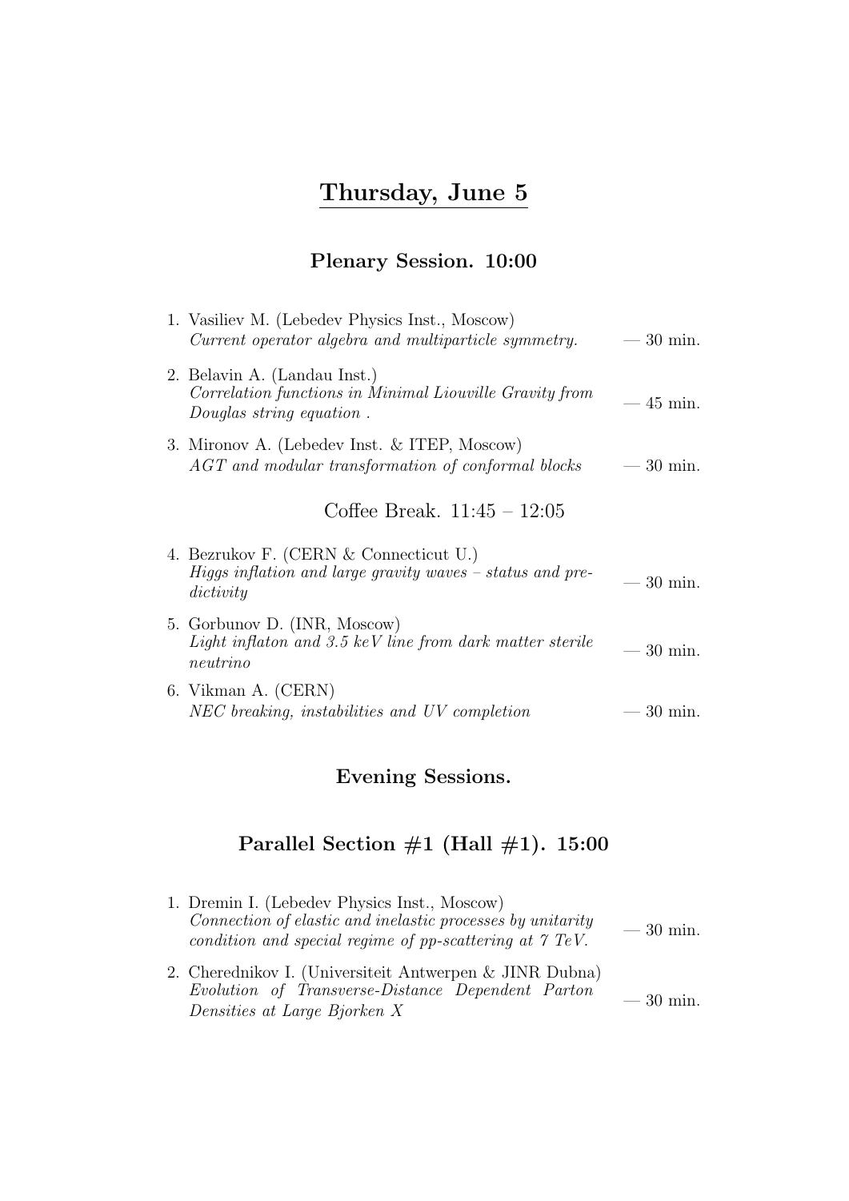## Thursday, June 5

### Plenary Session. 10:00

1. Vasiliev M. (Lebedev Physics Inst., Moscow)
   *Current operator algebra and multiparticle symmetry.* — 30 min.
2. Belavin A. (Landau Inst.)
   *Correlation functions in Minimal Liouville Gravity from Douglas string equation .* — 45 min.
3. Mironov A. (Lebedev Inst. & ITEP, Moscow)
   *AGT and modular transformation of conformal blocks* — 30 min.

Coffee Break. 11:45 – 12:05

4. Bezrukov F. (CERN & Connecticut U.)
   *Higgs inflation and large gravity waves – status and predictivity* — 30 min.
5. Gorbunov D. (INR, Moscow)
   *Light inflaton and 3.5 keV line from dark matter sterile neutrino* — 30 min.
6. Vikman A. (CERN)
   *NEC breaking, instabilities and UV completion* — 30 min.

### Evening Sessions.

### Parallel Section #1 (Hall #1). 15:00

1. Dremin I. (Lebedev Physics Inst., Moscow)
   *Connection of elastic and inelastic processes by unitarity condition and special regime of pp-scattering at 7 TeV.* — 30 min.
2. Cherednikov I. (Universiteit Antwerpen & JINR Dubna)
   *Evolution of Transverse-Distance Dependent Parton Densities at Large Bjorken X* — 30 min.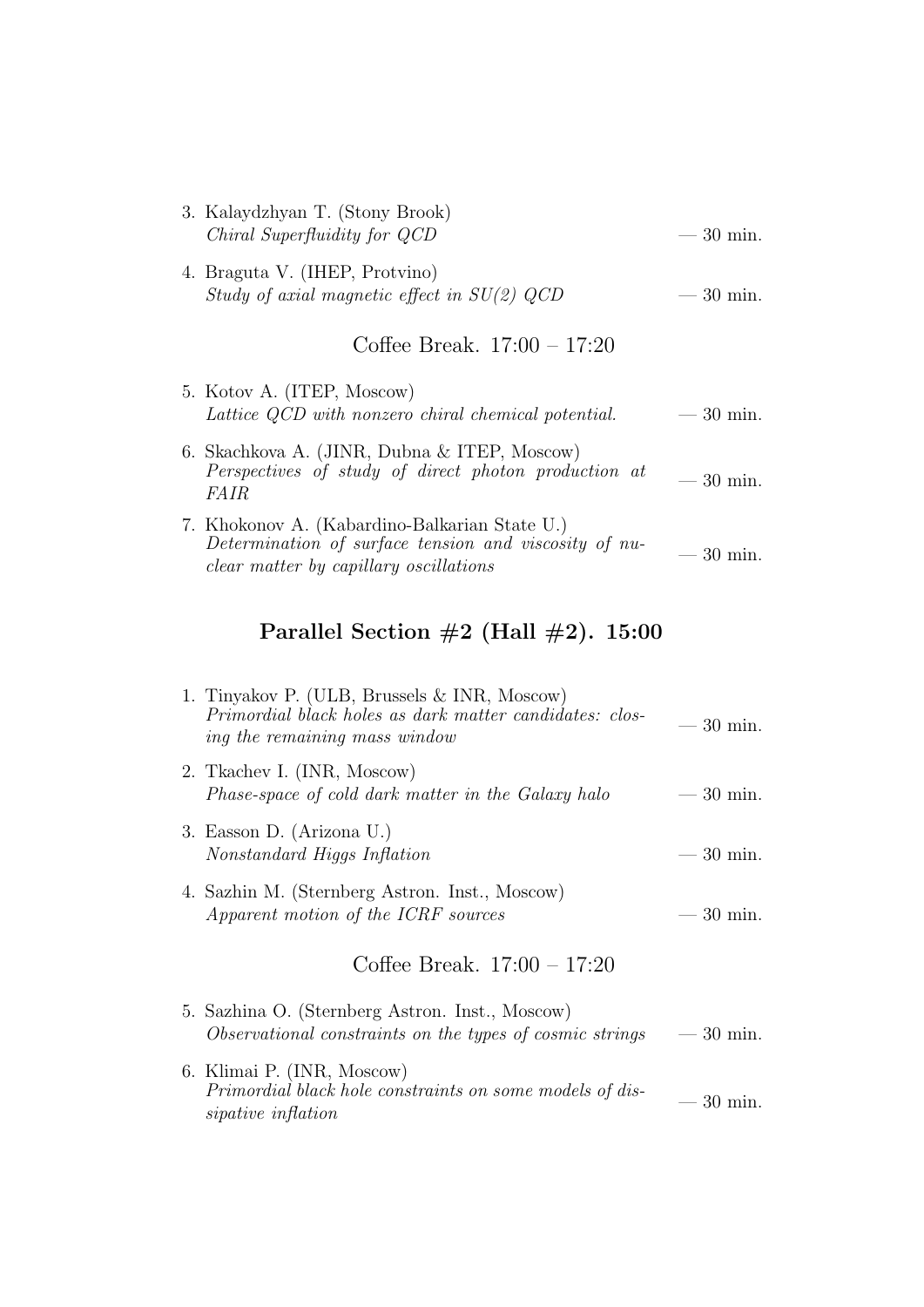3. Kalaydzhyan T. (Stony Brook)
   *Chiral Superfluidity for QCD* — 30 min.

4. Braguta V. (IHEP, Protvino)
   *Study of axial magnetic effect in SU(2) QCD* — 30 min.

Coffee Break. 17:00 – 17:20

5. Kotov A. (ITEP, Moscow)
   *Lattice QCD with nonzero chiral chemical potential.* — 30 min.

6. Skachkova A. (JINR, Dubna & ITEP, Moscow)
   *Perspectives of study of direct photon production at FAIR* — 30 min.

7. Khokonov A. (Kabardino-Balkarian State U.)
   *Determination of surface tension and viscosity of nuclear matter by capillary oscillations* — 30 min.

## Parallel Section #2 (Hall #2). 15:00

1. Tinyakov P. (ULB, Brussels & INR, Moscow)
   *Primordial black holes as dark matter candidates: closing the remaining mass window* — 30 min.

2. Tkachev I. (INR, Moscow)
   *Phase-space of cold dark matter in the Galaxy halo* — 30 min.

3. Easson D. (Arizona U.)
   *Nonstandard Higgs Inflation* — 30 min.

4. Sazhin M. (Sternberg Astron. Inst., Moscow)
   *Apparent motion of the ICRF sources* — 30 min.

Coffee Break. 17:00 – 17:20

5. Sazhina O. (Sternberg Astron. Inst., Moscow)
   *Observational constraints on the types of cosmic strings* — 30 min.

6. Klimai P. (INR, Moscow)
   *Primordial black hole constraints on some models of dissipative inflation* — 30 min.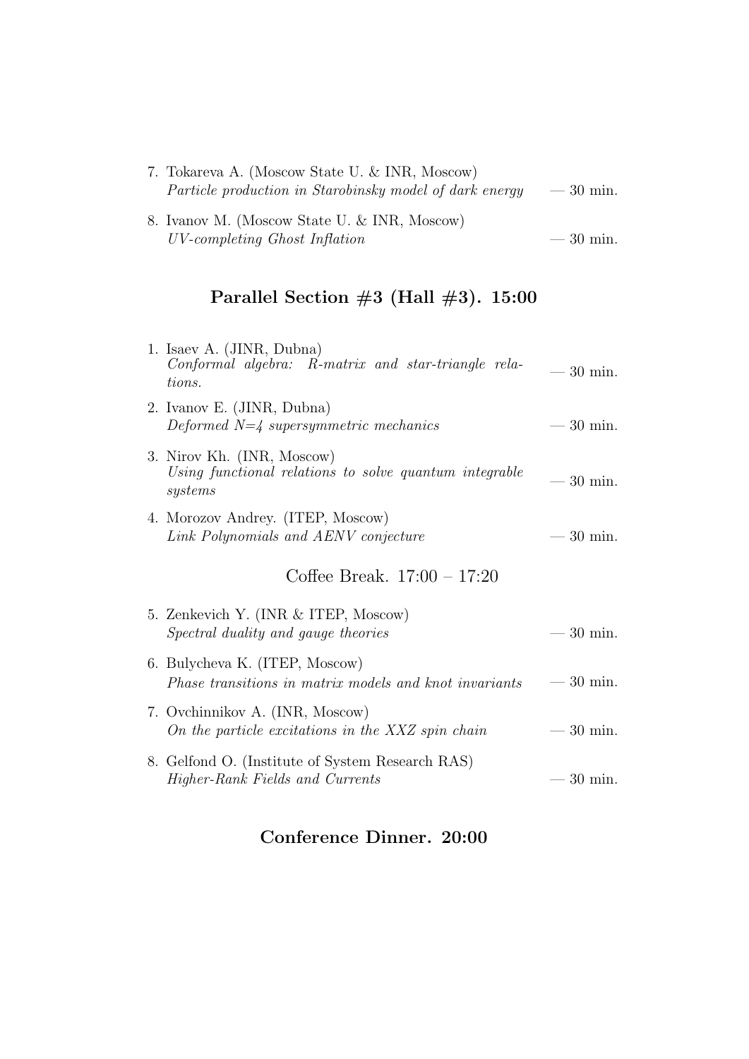7. Tokareva A. (Moscow State U. & INR, Moscow)
   *Particle production in Starobinsky model of dark energy* — 30 min.

8. Ivanov M. (Moscow State U. & INR, Moscow)
   *UV-completing Ghost Inflation* — 30 min.

## Parallel Section #3 (Hall #3). 15:00

1. Isaev A. (JINR, Dubna)
   *Conformal algebra: R-matrix and star-triangle relations.* — 30 min.

2. Ivanov E. (JINR, Dubna)
   *Deformed N=4 supersymmetric mechanics* — 30 min.

3. Nirov Kh. (INR, Moscow)
   *Using functional relations to solve quantum integrable systems* — 30 min.

4. Morozov Andrey. (ITEP, Moscow)
   *Link Polynomials and AENV conjecture* — 30 min.

Coffee Break. 17:00 – 17:20

5. Zenkevich Y. (INR & ITEP, Moscow)
   *Spectral duality and gauge theories* — 30 min.

6. Bulycheva K. (ITEP, Moscow)
   *Phase transitions in matrix models and knot invariants* — 30 min.

7. Ovchinnikov A. (INR, Moscow)
   *On the particle excitations in the XXZ spin chain* — 30 min.

8. Gelfond O. (Institute of System Research RAS)
   *Higher-Rank Fields and Currents* — 30 min.

## Conference Dinner. 20:00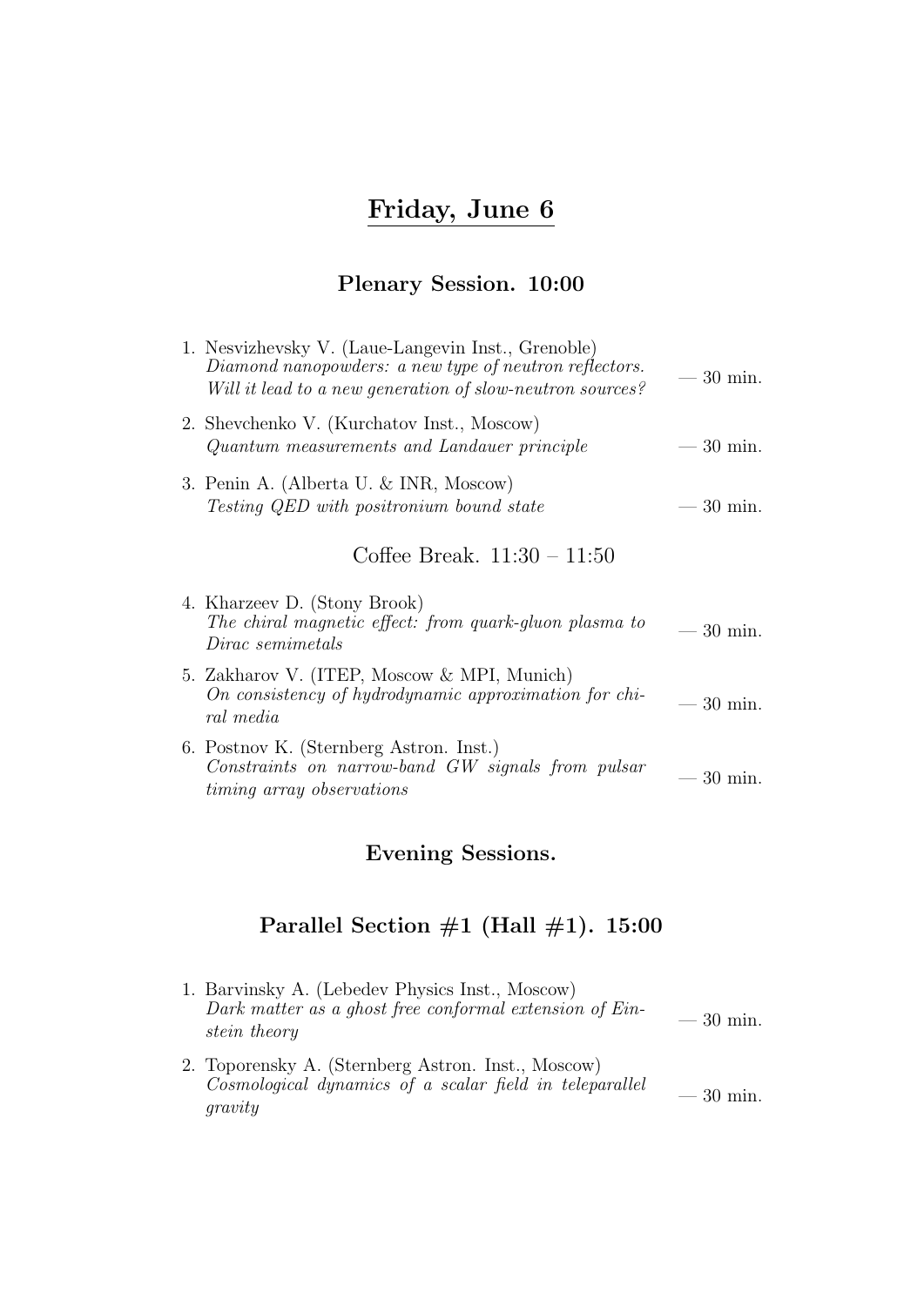# Friday, June 6

## Plenary Session. 10:00

1. Nesvizhevsky V. (Laue-Langevin Inst., Grenoble)
   *Diamond nanopowders: a new type of neutron reflectors. Will it lead to a new generation of slow-neutron sources?* — 30 min.
2. Shevchenko V. (Kurchatov Inst., Moscow)
   *Quantum measurements and Landauer principle* — 30 min.
3. Penin A. (Alberta U. & INR, Moscow)
   *Testing QED with positronium bound state* — 30 min.

Coffee Break. 11:30 – 11:50

4. Kharzeev D. (Stony Brook)
   *The chiral magnetic effect: from quark-gluon plasma to Dirac semimetals* — 30 min.
5. Zakharov V. (ITEP, Moscow & MPI, Munich)
   *On consistency of hydrodynamic approximation for chiral media* — 30 min.
6. Postnov K. (Sternberg Astron. Inst.)
   *Constraints on narrow-band GW signals from pulsar timing array observations* — 30 min.

## Evening Sessions.

## Parallel Section #1 (Hall #1). 15:00

1. Barvinsky A. (Lebedev Physics Inst., Moscow)
   *Dark matter as a ghost free conformal extension of Einstein theory* — 30 min.
2. Toporensky A. (Sternberg Astron. Inst., Moscow)
   *Cosmological dynamics of a scalar field in teleparallel gravity* — 30 min.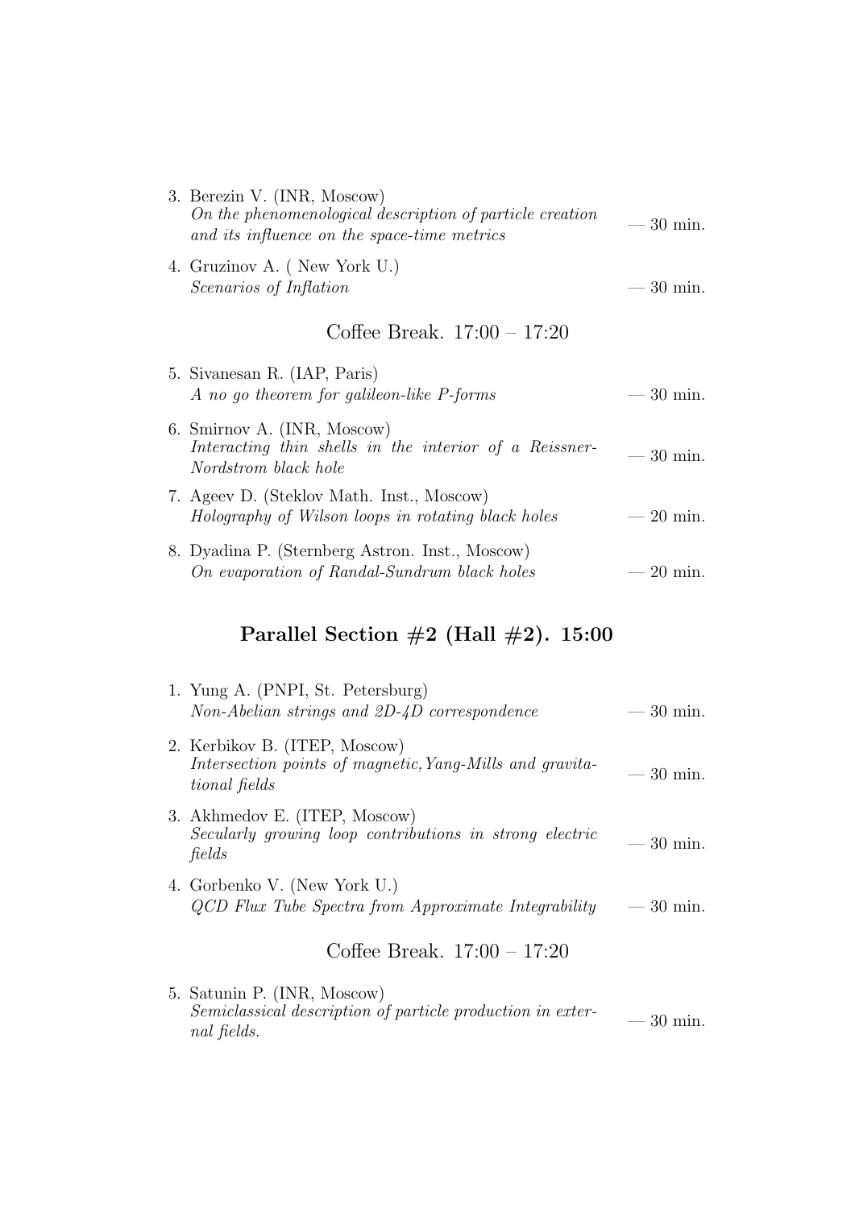3. Berezin V. (INR, Moscow)
   *On the phenomenological description of particle creation and its influence on the space-time metrics* — 30 min.

4. Gruzinov A. ( New York U.)
   *Scenarios of Inflation* — 30 min.

Coffee Break. 17:00 – 17:20

5. Sivanesan R. (IAP, Paris)
   *A no go theorem for galileon-like P-forms* — 30 min.

6. Smirnov A. (INR, Moscow)
   *Interacting thin shells in the interior of a Reissner-Nordstrom black hole* — 30 min.

7. Ageev D. (Steklov Math. Inst., Moscow)
   *Holography of Wilson loops in rotating black holes* — 20 min.

8. Dyadina P. (Sternberg Astron. Inst., Moscow)
   *On evaporation of Randal-Sundrum black holes* — 20 min.

## Parallel Section #2 (Hall #2). 15:00

1. Yung A. (PNPI, St. Petersburg)
   *Non-Abelian strings and 2D-4D correspondence* — 30 min.

2. Kerbikov B. (ITEP, Moscow)
   *Intersection points of magnetic, Yang-Mills and gravitational fields* — 30 min.

3. Akhmedov E. (ITEP, Moscow)
   *Secularly growing loop contributions in strong electric fields* — 30 min.

4. Gorbenko V. (New York U.)
   *QCD Flux Tube Spectra from Approximate Integrability* — 30 min.

Coffee Break. 17:00 – 17:20

5. Satunin P. (INR, Moscow)
   *Semiclassical description of particle production in external fields.* — 30 min.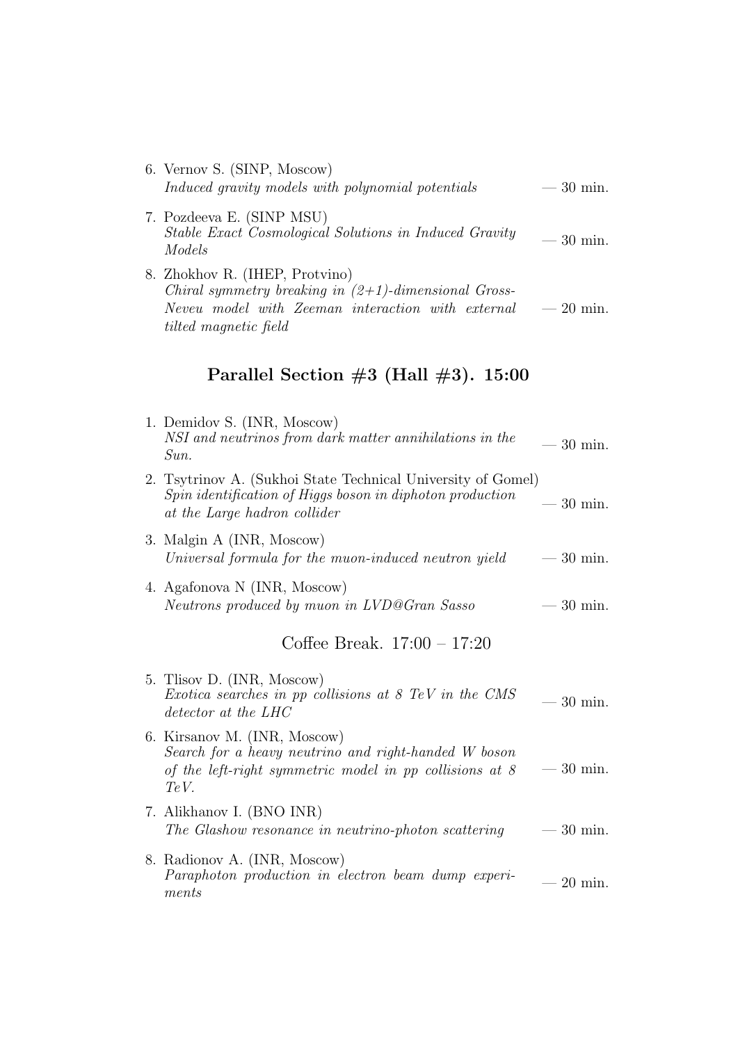6. Vernov S. (SINP, Moscow)
   *Induced gravity models with polynomial potentials* — 30 min.

7. Pozdeeva E. (SINP MSU)
   *Stable Exact Cosmological Solutions in Induced Gravity Models* — 30 min.

8. Zhokhov R. (IHEP, Protvino)
   *Chiral symmetry breaking in (2+1)-dimensional Gross-Neveu model with Zeeman interaction with external tilted magnetic field* — 20 min.

## Parallel Section #3 (Hall #3). 15:00

1. Demidov S. (INR, Moscow)
   *NSI and neutrinos from dark matter annihilations in the Sun.* — 30 min.

2. Tsytrinov A. (Sukhoi State Technical University of Gomel)
   *Spin identification of Higgs boson in diphoton production at the Large hadron collider* — 30 min.

3. Malgin A (INR, Moscow)
   *Universal formula for the muon-induced neutron yield* — 30 min.

4. Agafonova N (INR, Moscow)
   *Neutrons produced by muon in LVD@Gran Sasso* — 30 min.

Coffee Break. 17:00 – 17:20

5. Tlisov D. (INR, Moscow)
   *Exotica searches in pp collisions at 8 TeV in the CMS detector at the LHC* — 30 min.

6. Kirsanov M. (INR, Moscow)
   *Search for a heavy neutrino and right-handed W boson of the left-right symmetric model in pp collisions at 8 TeV.* — 30 min.

7. Alikhanov I. (BNO INR)
   *The Glashow resonance in neutrino-photon scattering* — 30 min.

8. Radionov A. (INR, Moscow)
   *Paraphoton production in electron beam dump experiments* — 20 min.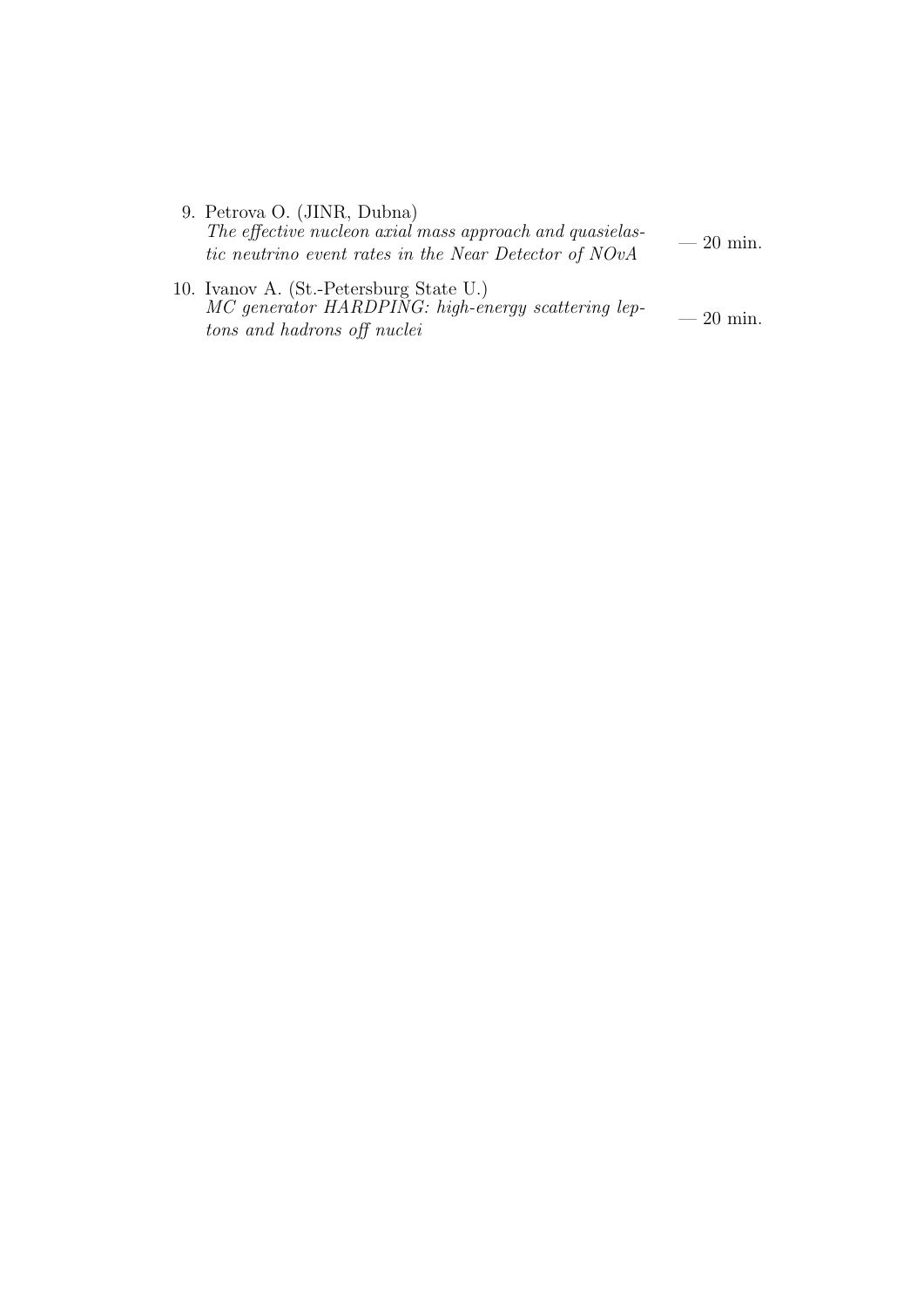9. Petrova O. (JINR, Dubna)
   *The effective nucleon axial mass approach and quasielastic neutrino event rates in the Near Detector of NOvA* — 20 min.

10. Ivanov A. (St.-Petersburg State U.)
    *MC generator HARDPING: high-energy scattering leptons and hadrons off nuclei* — 20 min.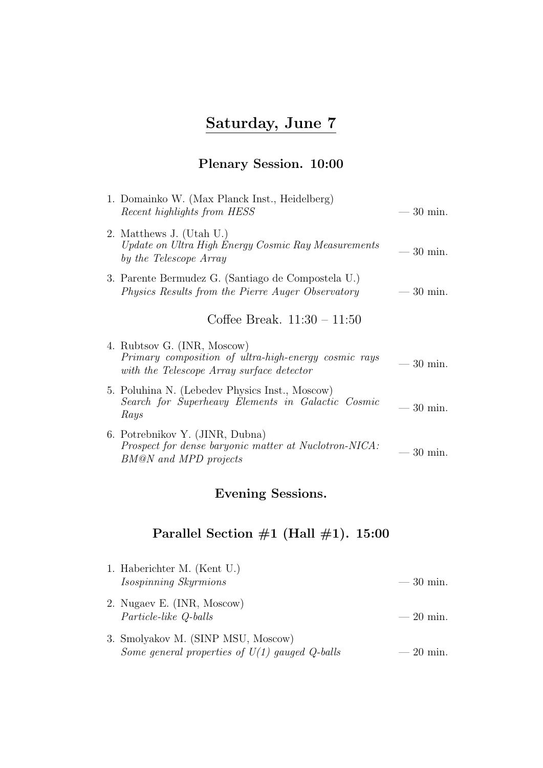# Saturday, June 7

## Plenary Session. 10:00

1. Domainko W. (Max Planck Inst., Heidelberg)
   *Recent highlights from HESS* — 30 min.
2. Matthews J. (Utah U.)
   *Update on Ultra High Energy Cosmic Ray Measurements by the Telescope Array* — 30 min.
3. Parente Bermudez G. (Santiago de Compostela U.)
   *Physics Results from the Pierre Auger Observatory* — 30 min.

Coffee Break. 11:30 – 11:50

4. Rubtsov G. (INR, Moscow)
   *Primary composition of ultra-high-energy cosmic rays with the Telescope Array surface detector* — 30 min.
5. Poluhina N. (Lebedev Physics Inst., Moscow)
   *Search for Superheavy Elements in Galactic Cosmic Rays* — 30 min.
6. Potrebnikov Y. (JINR, Dubna)
   *Prospect for dense baryonic matter at Nuclotron-NICA: BM@N and MPD projects* — 30 min.

## Evening Sessions.

## Parallel Section #1 (Hall #1). 15:00

1. Haberichter M. (Kent U.)
   *Isospinning Skyrmions* — 30 min.
2. Nugaev E. (INR, Moscow)
   *Particle-like Q-balls* — 20 min.
3. Smolyakov M. (SINP MSU, Moscow)
   *Some general properties of U(1) gauged Q-balls* — 20 min.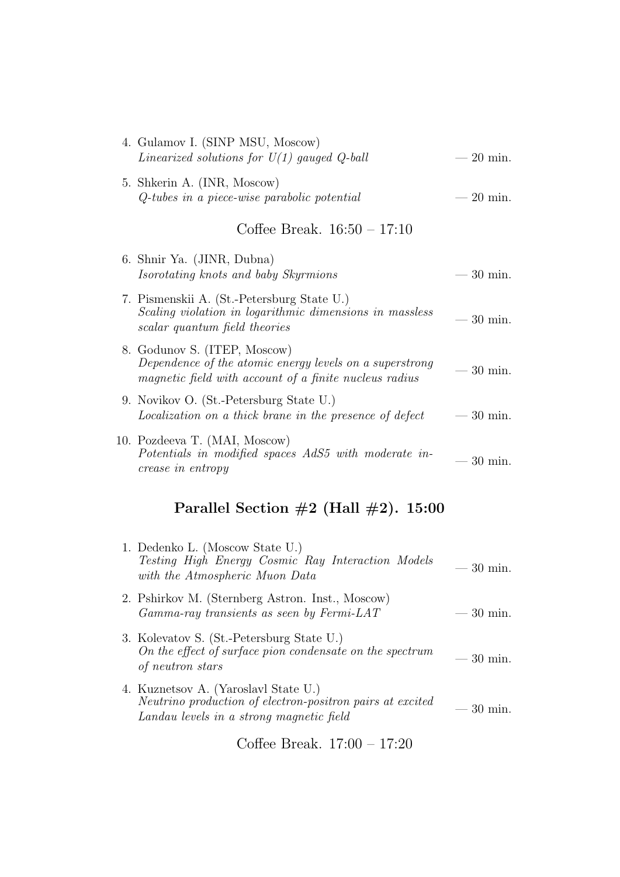4. Gulamov I. (SINP MSU, Moscow)
   *Linearized solutions for U(1) gauged Q-ball* — 20 min.

5. Shkerin A. (INR, Moscow)
   *Q-tubes in a piece-wise parabolic potential* — 20 min.

Coffee Break. 16:50 – 17:10

6. Shnir Ya. (JINR, Dubna)
   *Isorotating knots and baby Skyrmions* — 30 min.

7. Pismenskii A. (St.-Petersburg State U.)
   *Scaling violation in logarithmic dimensions in massless scalar quantum field theories* — 30 min.

8. Godunov S. (ITEP, Moscow)
   *Dependence of the atomic energy levels on a superstrong magnetic field with account of a finite nucleus radius* — 30 min.

9. Novikov O. (St.-Petersburg State U.)
   *Localization on a thick brane in the presence of defect* — 30 min.

10. Pozdeeva T. (MAI, Moscow)
    *Potentials in modified spaces AdS5 with moderate increase in entropy* — 30 min.

## Parallel Section #2 (Hall #2). 15:00

1. Dedenko L. (Moscow State U.)
   *Testing High Energy Cosmic Ray Interaction Models with the Atmospheric Muon Data* — 30 min.

2. Pshirkov M. (Sternberg Astron. Inst., Moscow)
   *Gamma-ray transients as seen by Fermi-LAT* — 30 min.

3. Kolevatov S. (St.-Petersburg State U.)
   *On the effect of surface pion condensate on the spectrum of neutron stars* — 30 min.

4. Kuznetsov A. (Yaroslavl State U.)
   *Neutrino production of electron-positron pairs at excited Landau levels in a strong magnetic field* — 30 min.

Coffee Break. 17:00 – 17:20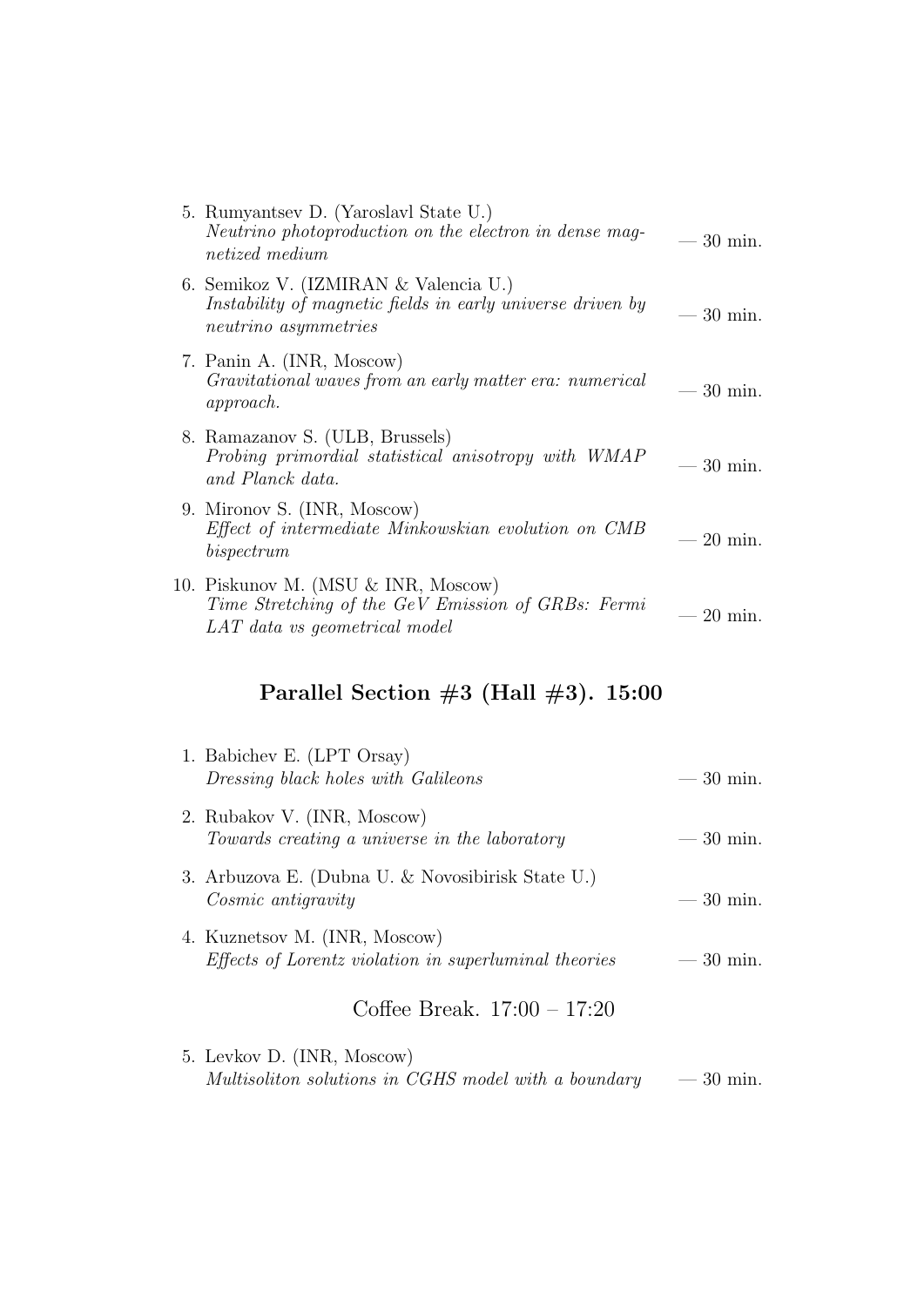5. Rumyantsev D. (Yaroslavl State U.)
   *Neutrino photoproduction on the electron in dense magnetized medium* — 30 min.

6. Semikoz V. (IZMIRAN & Valencia U.)
   *Instability of magnetic fields in early universe driven by neutrino asymmetries* — 30 min.

7. Panin A. (INR, Moscow)
   *Gravitational waves from an early matter era: numerical approach.* — 30 min.

8. Ramazanov S. (ULB, Brussels)
   *Probing primordial statistical anisotropy with WMAP and Planck data.* — 30 min.

9. Mironov S. (INR, Moscow)
   *Effect of intermediate Minkowskian evolution on CMB bispectrum* — 20 min.

10. Piskunov M. (MSU & INR, Moscow)
    *Time Stretching of the GeV Emission of GRBs: Fermi LAT data vs geometrical model* — 20 min.

## Parallel Section #3 (Hall #3). 15:00

1. Babichev E. (LPT Orsay)
   *Dressing black holes with Galileons* — 30 min.

2. Rubakov V. (INR, Moscow)
   *Towards creating a universe in the laboratory* — 30 min.

3. Arbuzova E. (Dubna U. & Novosibirisk State U.)
   *Cosmic antigravity* — 30 min.

4. Kuznetsov M. (INR, Moscow)
   *Effects of Lorentz violation in superluminal theories* — 30 min.

Coffee Break. 17:00 – 17:20

5. Levkov D. (INR, Moscow)
   *Multisoliton solutions in CGHS model with a boundary* — 30 min.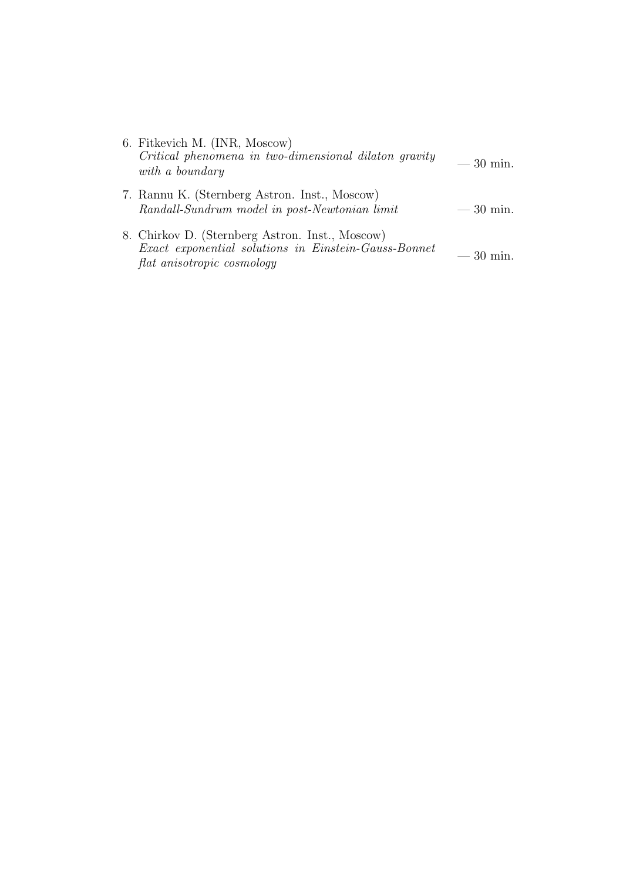6. Fitkevich M. (INR, Moscow)
   *Critical phenomena in two-dimensional dilaton gravity with a boundary* — 30 min.

7. Rannu K. (Sternberg Astron. Inst., Moscow)
   *Randall-Sundrum model in post-Newtonian limit* — 30 min.

8. Chirkov D. (Sternberg Astron. Inst., Moscow)
   *Exact exponential solutions in Einstein-Gauss-Bonnet flat anisotropic cosmology* — 30 min.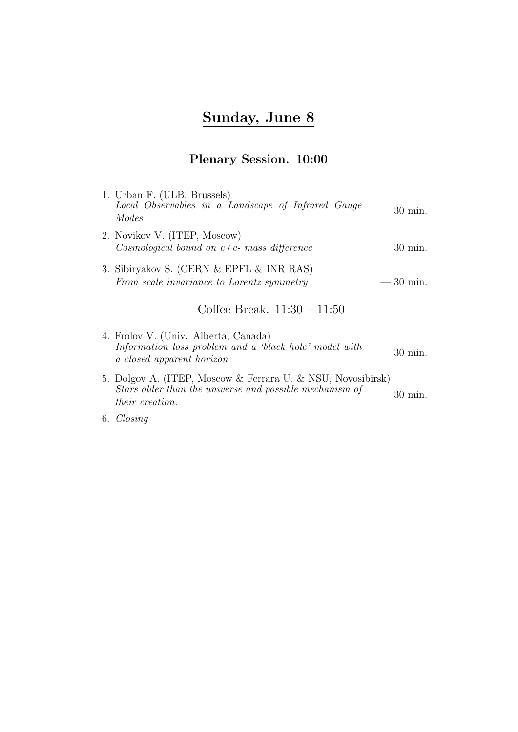# Sunday, June 8

## Plenary Session. 10:00

1. Urban F. (ULB, Brussels)
   *Local Observables in a Landscape of Infrared Gauge Modes* — 30 min.
2. Novikov V. (ITEP, Moscow)
   *Cosmological bound on e+e- mass difference* — 30 min.
3. Sibiryakov S. (CERN & EPFL & INR RAS)
   *From scale invariance to Lorentz symmetry* — 30 min.

Coffee Break. 11:30 – 11:50

4. Frolov V. (Univ. Alberta, Canada)
   *Information loss problem and a 'black hole' model with a closed apparent horizon* — 30 min.
5. Dolgov A. (ITEP, Moscow & Ferrara U. & NSU, Novosibirsk)
   *Stars older than the universe and possible mechanism of their creation.* — 30 min.
6. *Closing*